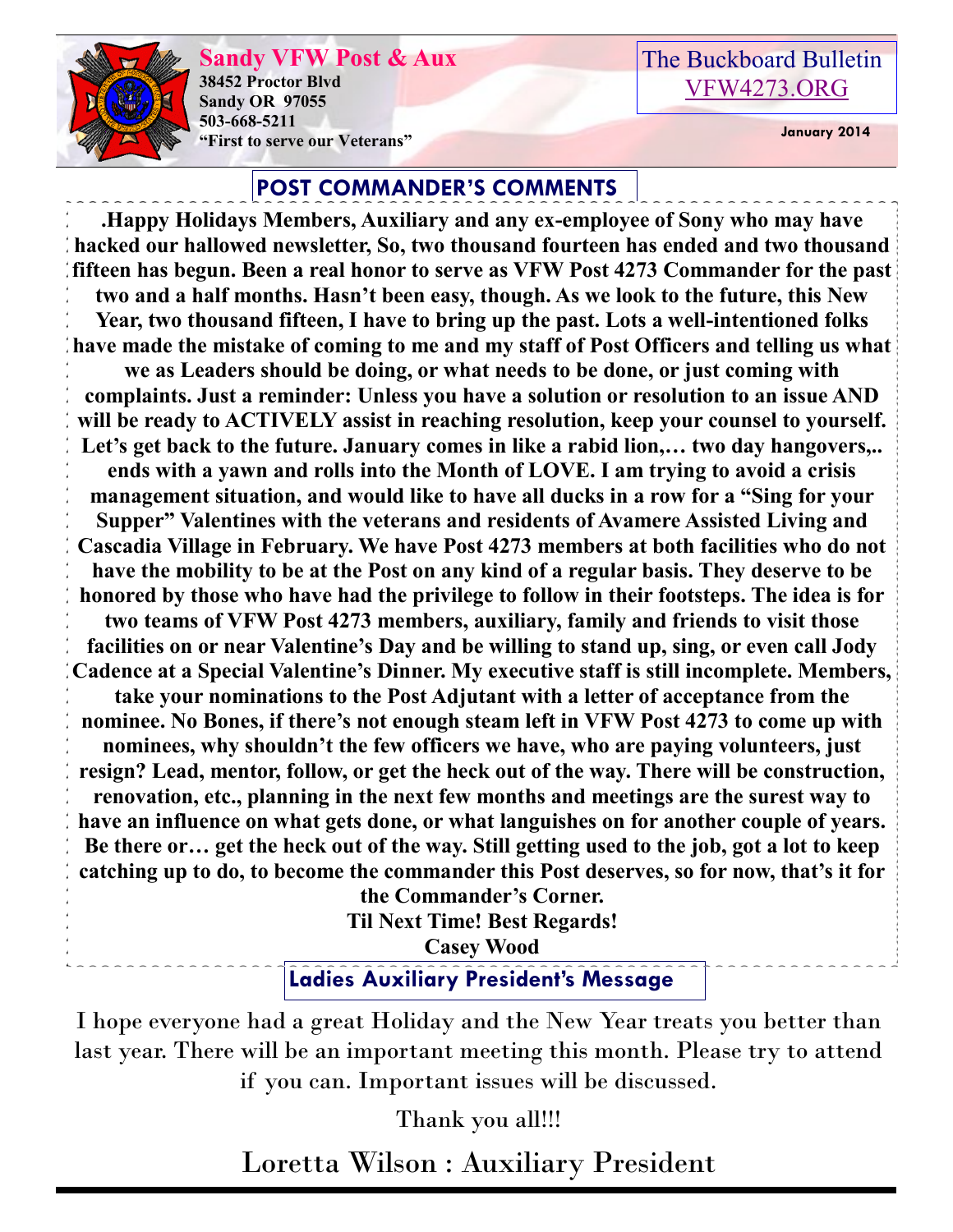**Sandy VFW Post & Aux**
**38452 Proctor Blvd**
**Sandy OR 97055**
**503-668-5211**
**"First to serve our Veterans"**

The Buckboard Bulletin
VFW4273.ORG

**January 2014**

## POST COMMANDER'S COMMENTS

**.Happy Holidays Members, Auxiliary and any ex-employee of Sony who may have hacked our hallowed newsletter, So, two thousand fourteen has ended and two thousand fifteen has begun. Been a real honor to serve as VFW Post 4273 Commander for the past two and a half months. Hasn't been easy, though. As we look to the future, this New Year, two thousand fifteen, I have to bring up the past. Lots a well-intentioned folks have made the mistake of coming to me and my staff of Post Officers and telling us what we as Leaders should be doing, or what needs to be done, or just coming with complaints. Just a reminder: Unless you have a solution or resolution to an issue AND will be ready to ACTIVELY assist in reaching resolution, keep your counsel to yourself. Let's get back to the future. January comes in like a rabid lion,… two day hangovers,.. ends with a yawn and rolls into the Month of LOVE. I am trying to avoid a crisis management situation, and would like to have all ducks in a row for a "Sing for your Supper" Valentines with the veterans and residents of Avamere Assisted Living and Cascadia Village in February. We have Post 4273 members at both facilities who do not have the mobility to be at the Post on any kind of a regular basis. They deserve to be honored by those who have had the privilege to follow in their footsteps. The idea is for two teams of VFW Post 4273 members, auxiliary, family and friends to visit those facilities on or near Valentine's Day and be willing to stand up, sing, or even call Jody Cadence at a Special Valentine's Dinner. My executive staff is still incomplete. Members, take your nominations to the Post Adjutant with a letter of acceptance from the nominee. No Bones, if there's not enough steam left in VFW Post 4273 to come up with nominees, why shouldn't the few officers we have, who are paying volunteers, just resign? Lead, mentor, follow, or get the heck out of the way. There will be construction, renovation, etc., planning in the next few months and meetings are the surest way to have an influence on what gets done, or what languishes on for another couple of years. Be there or… get the heck out of the way. Still getting used to the job, got a lot to keep catching up to do, to become the commander this Post deserves, so for now, that's it for the Commander's Corner.**

**Til Next Time! Best Regards!**

**Casey Wood**

## Ladies Auxiliary President's Message

I hope everyone had a great Holiday and the New Year treats you better than last year. There will be an important meeting this month. Please try to attend if you can. Important issues will be discussed.

Thank you all!!!

Loretta Wilson : Auxiliary President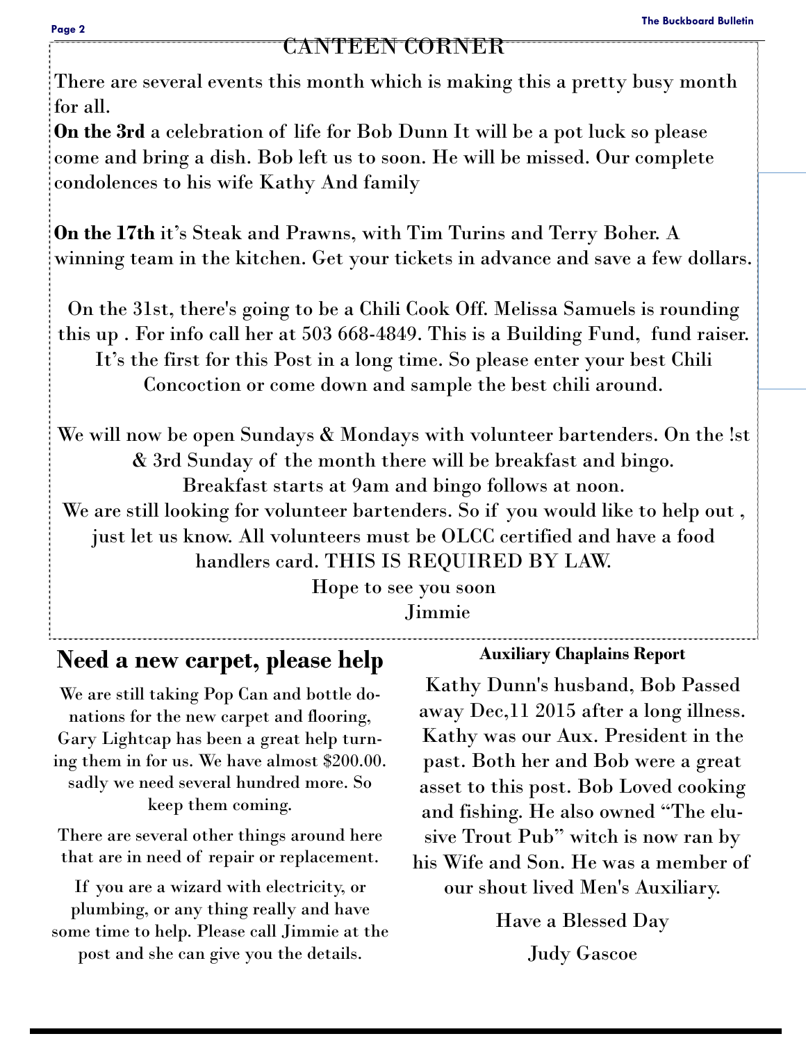## CANTEEN CORNER

There are several events this month which is making this a pretty busy month for all.

**On the 3rd** a celebration of life for Bob Dunn It will be a pot luck so please come and bring a dish. Bob left us to soon. He will be missed. Our complete condolences to his wife Kathy And family

**On the 17th** it's Steak and Prawns, with Tim Turins and Terry Boher. A winning team in the kitchen. Get your tickets in advance and save a few dollars.

On the 31st, there's going to be a Chili Cook Off. Melissa Samuels is rounding this up . For info call her at 503 668-4849. This is a Building Fund, fund raiser. It's the first for this Post in a long time. So please enter your best Chili Concoction or come down and sample the best chili around.

We will now be open Sundays & Mondays with volunteer bartenders. On the !st & 3rd Sunday of the month there will be breakfast and bingo. Breakfast starts at 9am and bingo follows at noon.
We are still looking for volunteer bartenders. So if you would like to help out , just let us know. All volunteers must be OLCC certified and have a food handlers card. THIS IS REQUIRED BY LAW.

Hope to see you soon
Jimmie

## Need a new carpet, please help

We are still taking Pop Can and bottle donations for the new carpet and flooring, Gary Lightcap has been a great help turning them in for us. We have almost $200.00. sadly we need several hundred more. So keep them coming.

There are several other things around here that are in need of repair or replacement.

If you are a wizard with electricity, or plumbing, or any thing really and have some time to help. Please call Jimmie at the post and she can give you the details.

### Auxiliary Chaplains Report

Kathy Dunn's husband, Bob Passed away Dec,11 2015 after a long illness. Kathy was our Aux. President in the past. Both her and Bob were a great asset to this post. Bob Loved cooking and fishing. He also owned "The elusive Trout Pub" witch is now ran by his Wife and Son. He was a member of our shout lived Men's Auxiliary.

Have a Blessed Day

Judy Gascoe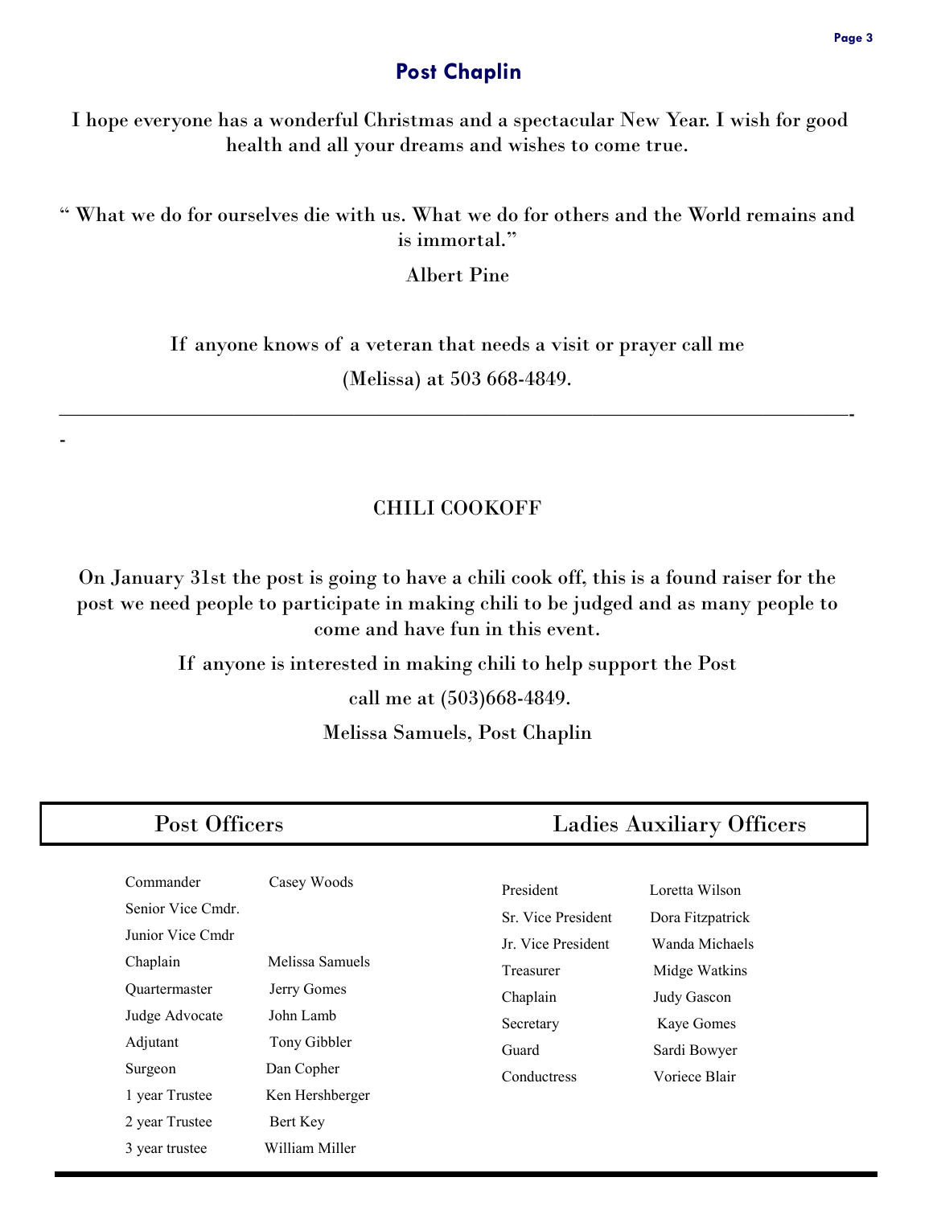## Post Chaplin

I hope everyone has a wonderful Christmas and a spectacular New Year. I wish for good health and all your dreams and wishes to come true.

" What we do for ourselves die with us. What we do for others and the World remains and is immortal."

Albert Pine

If anyone knows of a veteran that needs a visit or prayer call me

(Melissa) at 503 668-4849.

---

## CHILI COOKOFF

On January 31st the post is going to have a chili cook off, this is a found raiser for the post we need people to participate in making chili to be judged and as many people to come and have fun in this event.

If anyone is interested in making chili to help support the Post

call me at (503)668-4849.

Melissa Samuels, Post Chaplin

### Post Officers

| | |
|---|---|
| Commander | Casey Woods |
| Senior Vice Cmdr. | |
| Junior Vice Cmdr | |
| Chaplain | Melissa Samuels |
| Quartermaster | Jerry Gomes |
| Judge Advocate | John Lamb |
| Adjutant | Tony Gibbler |
| Surgeon | Dan Copher |
| 1 year Trustee | Ken Hershberger |
| 2 year Trustee | Bert Key |
| 3 year trustee | William Miller |

### Ladies Auxiliary Officers

| | |
|---|---|
| President | Loretta Wilson |
| Sr. Vice President | Dora Fitzpatrick |
| Jr. Vice President | Wanda Michaels |
| Treasurer | Midge Watkins |
| Chaplain | Judy Gascon |
| Secretary | Kaye Gomes |
| Guard | Sardi Bowyer |
| Conductress | Voriece Blair |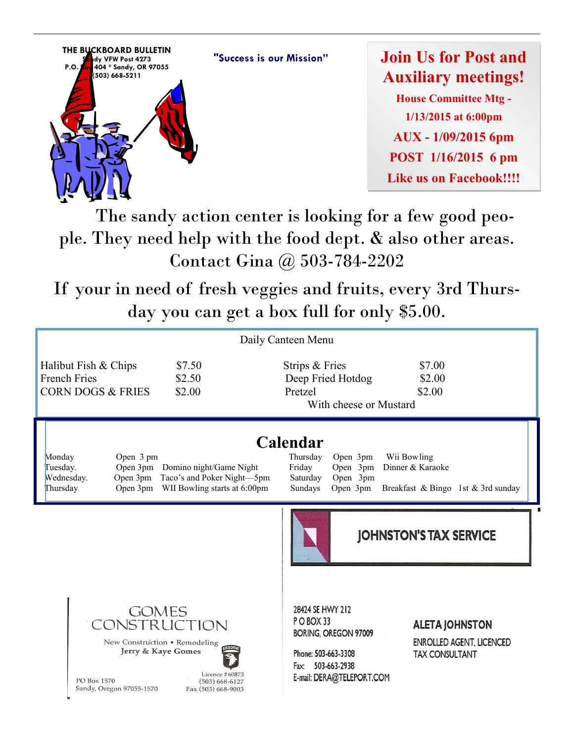**THE BUCKBOARD BULLETIN**
**Sandy VFW Post 4273**
**P.O. Box 404 * Sandy, OR 97055**
**(503) 668-5211**

**"Success is our Mission"**

## Join Us for Post and Auxiliary meetings!

**House Committee Mtg - 1/13/2015 at 6:00pm**

**AUX - 1/09/2015 6pm**

**POST 1/16/2015 6 pm**

**Like us on Facebook!!!!**

The sandy action center is looking for a few good people. They need help with the food dept. & also other areas. Contact Gina @ 503-784-2202

If your in need of fresh veggies and fruits, every 3rd Thursday you can get a box full for only $5.00.

Daily Canteen Menu

| | | | |
|---|---|---|---|
| Halibut Fish & Chips | $7.50 | Strips & Fries | $7.00 |
| French Fries | $2.50 | Deep Fried Hotdog | $2.00 |
| CORN DOGS & FRIES | $2.00 | Pretzel | $2.00 |
| | | With cheese or Mustard | |

## Calendar

| | | |
|---|---|---|
| Monday | Open 3 pm | |
| Tuesday. | Open 3pm | Domino night/Game Night |
| Wednesday. | Open 3pm | Taco's and Poker Night—5pm |
| Thursday | Open 3pm | WII Bowling starts at 6:00pm |
| Thursday | Open 3pm | Wii Bowling |
| Friday | Open 3pm | Dinner & Karaoke |
| Saturday | Open 3pm | |
| Sundays | Open 3pm | Breakfast & Bingo 1st & 3rd sunday |

**JOHNSTON'S TAX SERVICE**

28424 SE HWY 212
P O BOX 33
BORING, OREGON 97009

Phone: 503-663-3308
Fax: 503-663-2938
E-mail: DERA@TELEPORT.COM

**ALETA JOHNSTON**
ENROLLED AGENT, LICENCED TAX CONSULTANT

**GOMES CONSTRUCTION**

New Construction • Remodeling
Jerry & Kaye Gomes

PO Box 1570
Sandy, Oregon 97055-1570

Licence # 60873
(503) 668-6127
Fax (503) 668-9003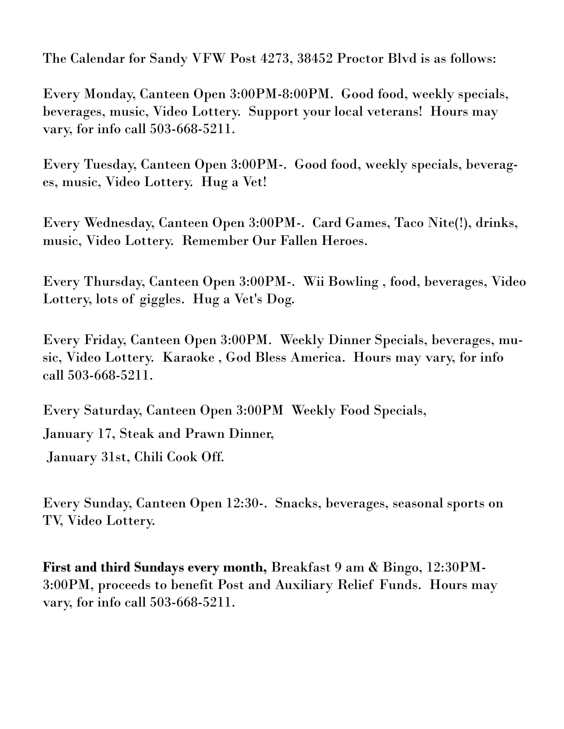The Calendar for Sandy VFW Post 4273, 38452 Proctor Blvd is as follows:

Every Monday, Canteen Open 3:00PM-8:00PM. Good food, weekly specials, beverages, music, Video Lottery. Support your local veterans! Hours may vary, for info call 503-668-5211.

Every Tuesday, Canteen Open 3:00PM-. Good food, weekly specials, beverages, music, Video Lottery. Hug a Vet!

Every Wednesday, Canteen Open 3:00PM-. Card Games, Taco Nite(!), drinks, music, Video Lottery. Remember Our Fallen Heroes.

Every Thursday, Canteen Open 3:00PM-. Wii Bowling , food, beverages, Video Lottery, lots of giggles. Hug a Vet's Dog.

Every Friday, Canteen Open 3:00PM. Weekly Dinner Specials, beverages, music, Video Lottery. Karaoke , God Bless America. Hours may vary, for info call 503-668-5211.

Every Saturday, Canteen Open 3:00PM Weekly Food Specials,

January 17, Steak and Prawn Dinner,

January 31st, Chili Cook Off.

Every Sunday, Canteen Open 12:30-. Snacks, beverages, seasonal sports on TV, Video Lottery.

**First and third Sundays every month,** Breakfast 9 am & Bingo, 12:30PM-3:00PM, proceeds to benefit Post and Auxiliary Relief Funds. Hours may vary, for info call 503-668-5211.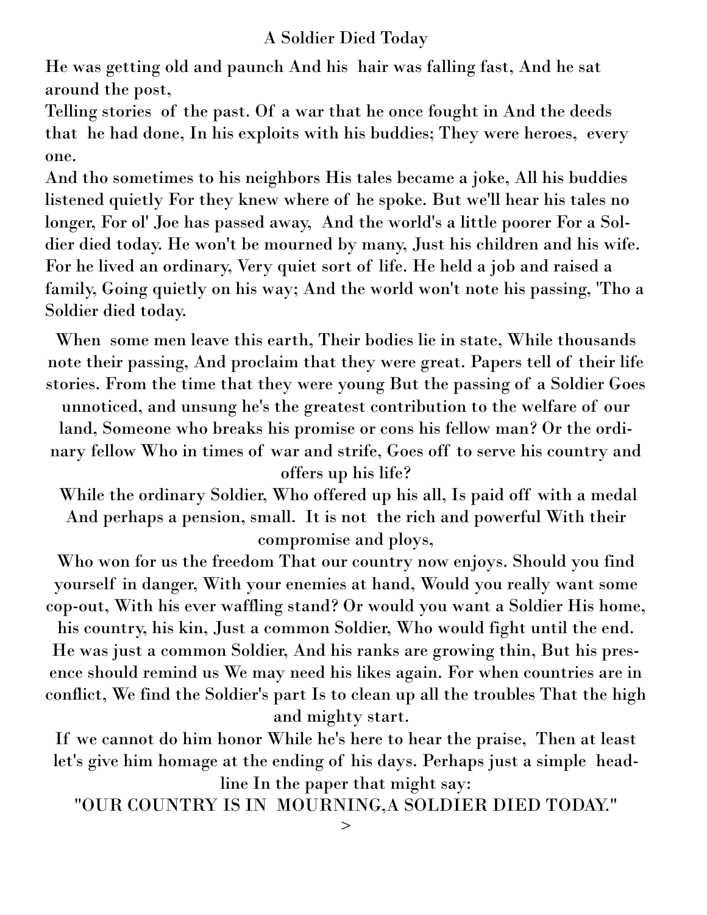A Soldier Died Today

He was getting old and paunch And his hair was falling fast, And he sat around the post,
Telling stories of the past. Of a war that he once fought in And the deeds that he had done, In his exploits with his buddies; They were heroes, every one.
And tho sometimes to his neighbors His tales became a joke, All his buddies listened quietly For they knew where of he spoke. But we'll hear his tales no longer, For ol' Joe has passed away, And the world's a little poorer For a Soldier died today. He won't be mourned by many, Just his children and his wife. For he lived an ordinary, Very quiet sort of life. He held a job and raised a family, Going quietly on his way; And the world won't note his passing, 'Tho a Soldier died today.

When some men leave this earth, Their bodies lie in state, While thousands note their passing, And proclaim that they were great. Papers tell of their life stories. From the time that they were young But the passing of a Soldier Goes unnoticed, and unsung he's the greatest contribution to the welfare of our land, Someone who breaks his promise or cons his fellow man? Or the ordinary fellow Who in times of war and strife, Goes off to serve his country and offers up his life?
While the ordinary Soldier, Who offered up his all, Is paid off with a medal And perhaps a pension, small. It is not the rich and powerful With their compromise and ploys,
Who won for us the freedom That our country now enjoys. Should you find yourself in danger, With your enemies at hand, Would you really want some cop-out, With his ever waffling stand? Or would you want a Soldier His home, his country, his kin, Just a common Soldier, Who would fight until the end. He was just a common Soldier, And his ranks are growing thin, But his presence should remind us We may need his likes again. For when countries are in conflict, We find the Soldier's part Is to clean up all the troubles That the high and mighty start.
If we cannot do him honor While he's here to hear the praise, Then at least let's give him homage at the ending of his days. Perhaps just a simple headline In the paper that might say:
"OUR COUNTRY IS IN MOURNING,A SOLDIER DIED TODAY."
>